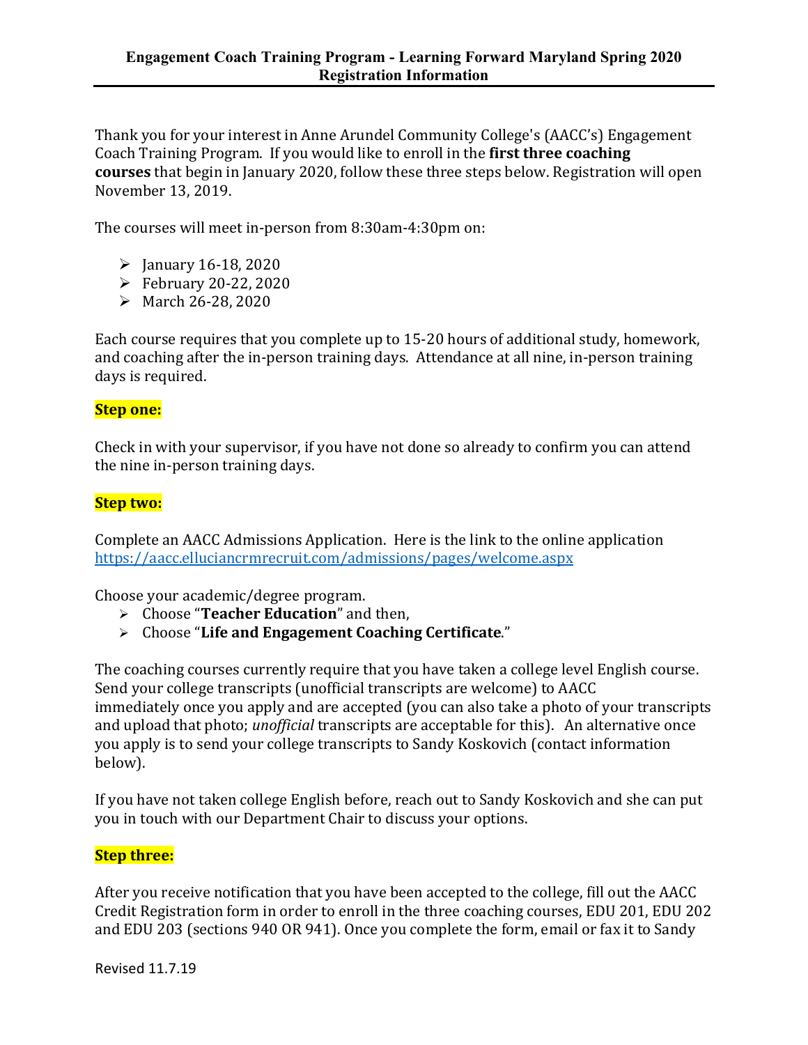# Engagement Coach Training Program - Learning Forward Maryland Spring 2020 Registration Information

Thank you for your interest in Anne Arundel Community College's (AACC's) Engagement Coach Training Program. If you would like to enroll in the **first three coaching courses** that begin in January 2020, follow these three steps below. Registration will open November 13, 2019.

The courses will meet in-person from 8:30am-4:30pm on:

- January 16-18, 2020
- February 20-22, 2020
- March 26-28, 2020

Each course requires that you complete up to 15-20 hours of additional study, homework, and coaching after the in-person training days. Attendance at all nine, in-person training days is required.

**Step one:**

Check in with your supervisor, if you have not done so already to confirm you can attend the nine in-person training days.

**Step two:**

Complete an AACC Admissions Application. Here is the link to the online application https://aacc.elluciancrmrecruit.com/admissions/pages/welcome.aspx

Choose your academic/degree program.

- Choose "**Teacher Education**" and then,
- Choose "**Life and Engagement Coaching Certificate**."

The coaching courses currently require that you have taken a college level English course. Send your college transcripts (unofficial transcripts are welcome) to AACC immediately once you apply and are accepted (you can also take a photo of your transcripts and upload that photo; *unofficial* transcripts are acceptable for this). An alternative once you apply is to send your college transcripts to Sandy Koskovich (contact information below).

If you have not taken college English before, reach out to Sandy Koskovich and she can put you in touch with our Department Chair to discuss your options.

**Step three:**

After you receive notification that you have been accepted to the college, fill out the AACC Credit Registration form in order to enroll in the three coaching courses, EDU 201, EDU 202 and EDU 203 (sections 940 OR 941). Once you complete the form, email or fax it to Sandy

Revised 11.7.19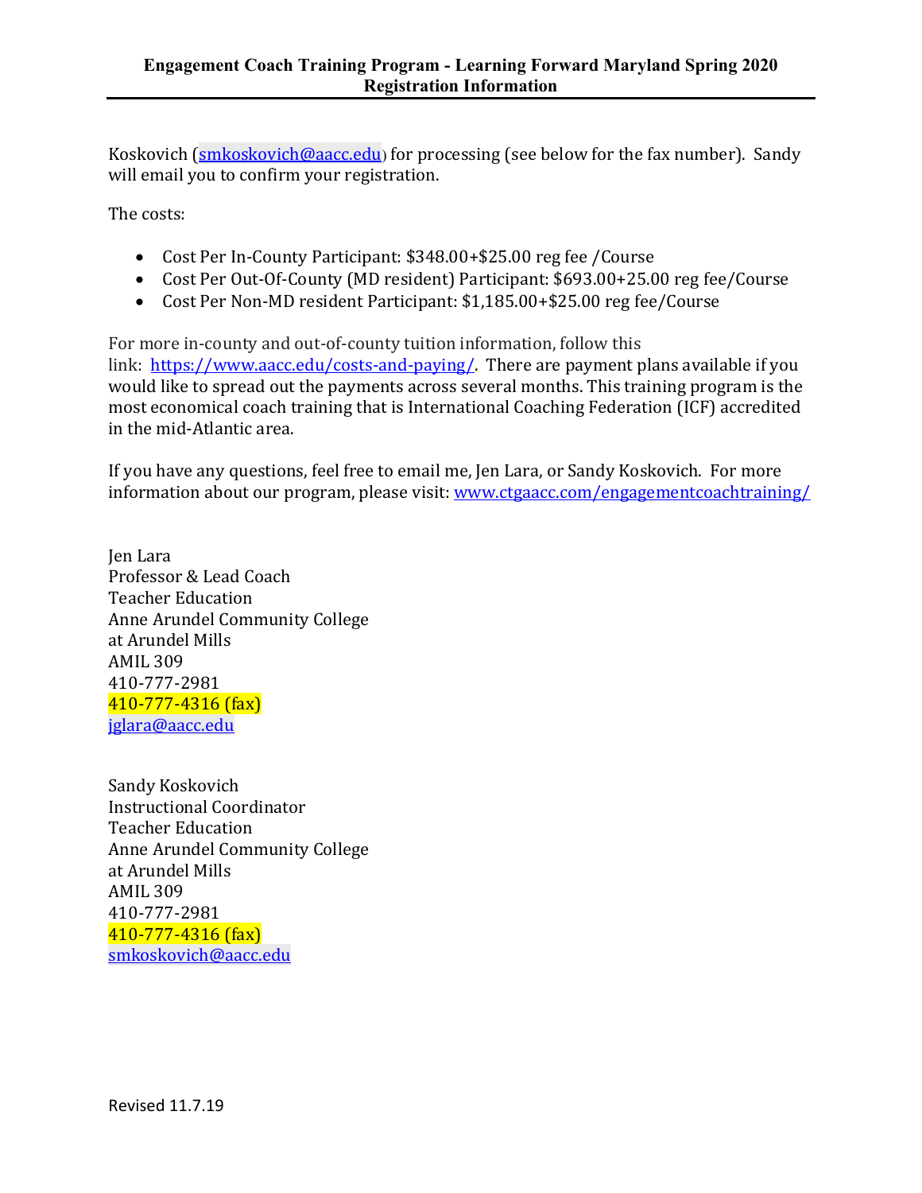Koskovich (smkoskovich@aacc.edu) for processing (see below for the fax number). Sandy will email you to confirm your registration.

The costs:

- Cost Per In-County Participant: $348.00+$25.00 reg fee /Course
- Cost Per Out-Of-County (MD resident) Participant: $693.00+25.00 reg fee/Course
- Cost Per Non-MD resident Participant: $1,185.00+$25.00 reg fee/Course

For more in-county and out-of-county tuition information, follow this link: https://www.aacc.edu/costs-and-paying/. There are payment plans available if you would like to spread out the payments across several months. This training program is the most economical coach training that is International Coaching Federation (ICF) accredited in the mid-Atlantic area.

If you have any questions, feel free to email me, Jen Lara, or Sandy Koskovich. For more information about our program, please visit: www.ctgaacc.com/engagementcoachtraining/

Jen Lara
Professor & Lead Coach
Teacher Education
Anne Arundel Community College
at Arundel Mills
AMIL 309
410-777-2981
410-777-4316 (fax)
jglara@aacc.edu

Sandy Koskovich
Instructional Coordinator
Teacher Education
Anne Arundel Community College
at Arundel Mills
AMIL 309
410-777-2981
410-777-4316 (fax)
smkoskovich@aacc.edu

Revised 11.7.19